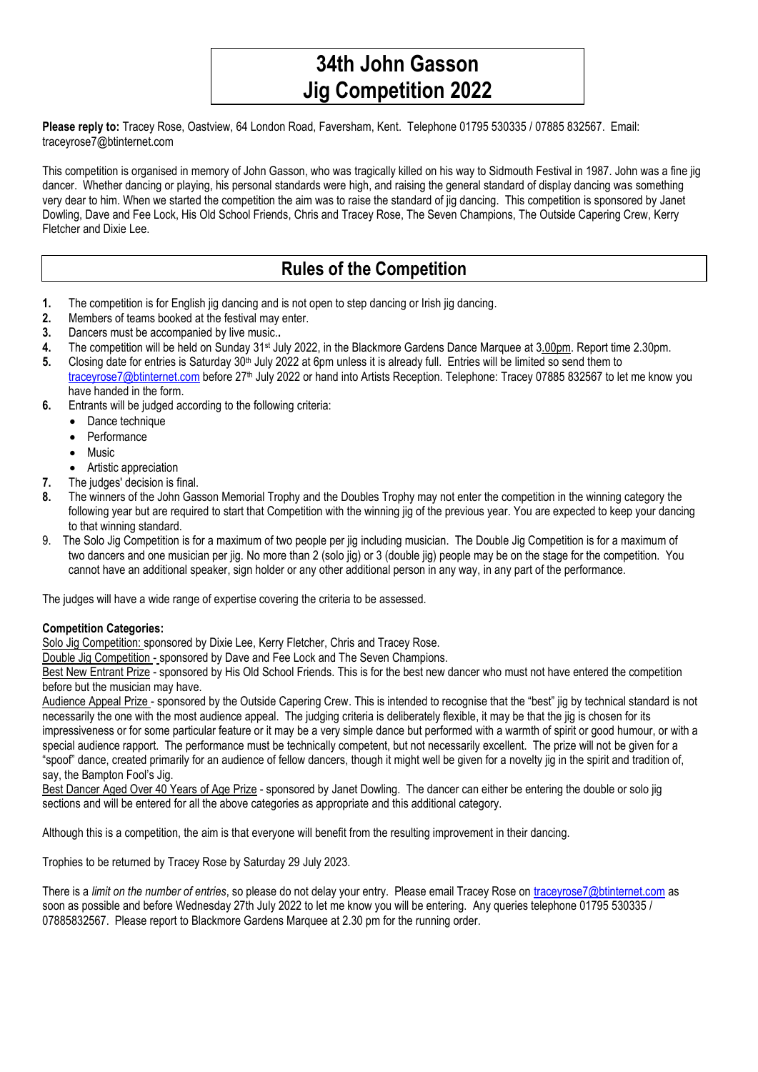# 34th John Gasson Jig Competition 2022

**Please reply to:** Tracey Rose, Oastview, 64 London Road, Faversham, Kent. Telephone 01795 530335 / 07885 832567. Email: traceyrose7@btinternet.com

This competition is organised in memory of John Gasson, who was tragically killed on his way to Sidmouth Festival in 1987. John was a fine jig dancer. Whether dancing or playing, his personal standards were high, and raising the general standard of display dancing was something very dear to him. When we started the competition the aim was to raise the standard of jig dancing. This competition is sponsored by Janet Dowling, Dave and Fee Lock, His Old School Friends, Chris and Tracey Rose, The Seven Champions, The Outside Capering Crew, Kerry Fletcher and Dixie Lee.

## Rules of the Competition

1. The competition is for English jig dancing and is not open to step dancing or Irish jig dancing.
2. Members of teams booked at the festival may enter.
3. Dancers must be accompanied by live music..
4. The competition will be held on Sunday 31st July 2022, in the Blackmore Gardens Dance Marquee at 3.00pm. Report time 2.30pm.
5. Closing date for entries is Saturday 30th July 2022 at 6pm unless it is already full. Entries will be limited so send them to traceyrose7@btinternet.com before 27th July 2022 or hand into Artists Reception. Telephone: Tracey 07885 832567 to let me know you have handed in the form.
6. Entrants will be judged according to the following criteria:
   - Dance technique
   - Performance
   - Music
   - Artistic appreciation
7. The judges' decision is final.
8. The winners of the John Gasson Memorial Trophy and the Doubles Trophy may not enter the competition in the winning category the following year but are required to start that Competition with the winning jig of the previous year. You are expected to keep your dancing to that winning standard.
9. The Solo Jig Competition is for a maximum of two people per jig including musician. The Double Jig Competition is for a maximum of two dancers and one musician per jig. No more than 2 (solo jig) or 3 (double jig) people may be on the stage for the competition. You cannot have an additional speaker, sign holder or any other additional person in any way, in any part of the performance.

The judges will have a wide range of expertise covering the criteria to be assessed.

**Competition Categories:**

Solo Jig Competition: sponsored by Dixie Lee, Kerry Fletcher, Chris and Tracey Rose.

Double Jig Competition - sponsored by Dave and Fee Lock and The Seven Champions.

Best New Entrant Prize - sponsored by His Old School Friends. This is for the best new dancer who must not have entered the competition before but the musician may have.

Audience Appeal Prize - sponsored by the Outside Capering Crew. This is intended to recognise that the "best" jig by technical standard is not necessarily the one with the most audience appeal. The judging criteria is deliberately flexible, it may be that the jig is chosen for its impressiveness or for some particular feature or it may be a very simple dance but performed with a warmth of spirit or good humour, or with a special audience rapport. The performance must be technically competent, but not necessarily excellent. The prize will not be given for a "spoof" dance, created primarily for an audience of fellow dancers, though it might well be given for a novelty jig in the spirit and tradition of, say, the Bampton Fool's Jig.

Best Dancer Aged Over 40 Years of Age Prize - sponsored by Janet Dowling. The dancer can either be entering the double or solo jig sections and will be entered for all the above categories as appropriate and this additional category.

Although this is a competition, the aim is that everyone will benefit from the resulting improvement in their dancing.

Trophies to be returned by Tracey Rose by Saturday 29 July 2023.

There is a *limit on the number of entries*, so please do not delay your entry. Please email Tracey Rose on traceyrose7@btinternet.com as soon as possible and before Wednesday 27th July 2022 to let me know you will be entering. Any queries telephone 01795 530335 / 07885832567. Please report to Blackmore Gardens Marquee at 2.30 pm for the running order.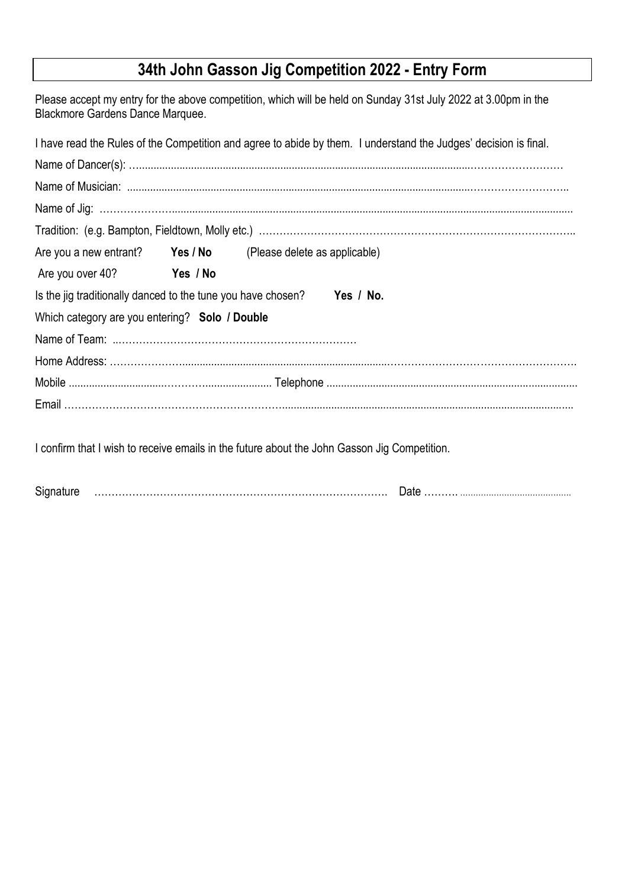# 34th John Gasson Jig Competition 2022 - Entry Form

Please accept my entry for the above competition, which will be held on Sunday 31st July 2022 at 3.00pm in the Blackmore Gardens Dance Marquee.

I have read the Rules of the Competition and agree to abide by them. I understand the Judges' decision is final.

Name of Dancer(s): ……………………………………………………………………………………………

Name of Musician: ……………………………………………………………………………………………

Name of Jig: …………………………………………………………………………………………………

Tradition: (e.g. Bampton, Fieldtown, Molly etc.) ……………………………………………………………

Are you a new entrant? **Yes / No** (Please delete as applicable)

Are you over 40? **Yes / No**

Is the jig traditionally danced to the tune you have chosen? **Yes / No.**

Which category are you entering? **Solo / Double**

Name of Team: ……………………………………………………………

Home Address: ………………………………………………………………………………………………

Mobile ………………………………… Telephone ……………………………………………………………

Email …………………………………………………………………………………………………………

I confirm that I wish to receive emails in the future about the John Gasson Jig Competition.

Signature ……………………………………………………………………………. Date ……………………